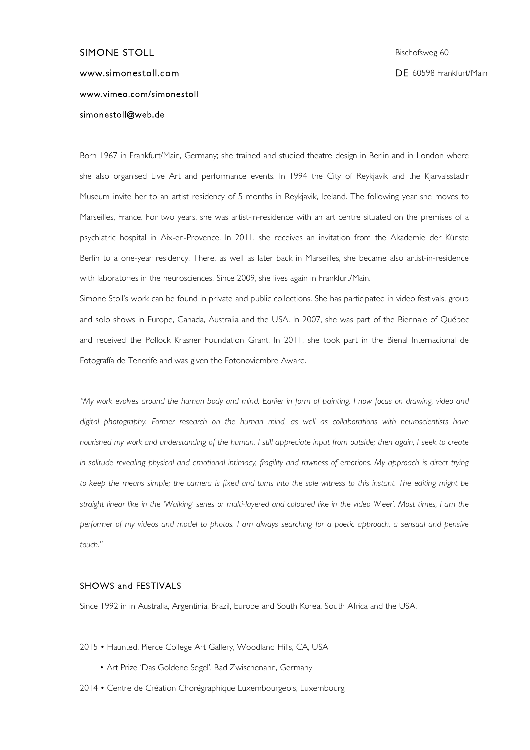SIMONE STOLL

www.simonestoll.com

www.vimeo.com/simonestoll

simonestoll@web.de

Bischofsweg 60

DE 60598 Frankfurt/Main

Born 1967 in Frankfurt/Main, Germany; she trained and studied theatre design in Berlin and in London where she also organised Live Art and performance events. In 1994 the City of Reykjavik and the Kjarvalsstadir Museum invite her to an artist residency of 5 months in Reykjavik, Iceland. The following year she moves to Marseilles, France. For two years, she was artist-in-residence with an art centre situated on the premises of a psychiatric hospital in Aix-en-Provence. In 2011, she receives an invitation from the Akademie der Künste Berlin to a one-year residency. There, as well as later back in Marseilles, she became also artist-in-residence with laboratories in the neurosciences. Since 2009, she lives again in Frankfurt/Main.

Simone Stoll's work can be found in private and public collections. She has participated in video festivals, group and solo shows in Europe, Canada, Australia and the USA. In 2007, she was part of the Biennale of Québec and received the Pollock Krasner Foundation Grant. In 2011, she took part in the Bienal Internacional de Fotografía de Tenerife and was given the Fotonoviembre Award.

*"My work evolves around the human body and mind. Earlier in form of painting, I now focus on drawing, video and digital photography. Former research on the human mind, as well as collaborations with neuroscientists have nourished my work and understanding of the human. I still appreciate input from outside; then again, I seek to create in solitude revealing physical and emotional intimacy, fragility and rawness of emotions. My approach is direct trying to keep the means simple; the camera is fixed and turns into the sole witness to this instant. The editing might be straight linear like in the 'Walking' series or multi-layered and coloured like in the video 'Meer'. Most times, I am the performer of my videos and model to photos. I am always searching for a poetic approach, a sensual and pensive touch."*

## SHOWS and FESTIVALS

Since 1992 in in Australia, Argentinia, Brazil, Europe and South Korea, South Africa and the USA.

2015 • Haunted, Pierce College Art Gallery, Woodland Hills, CA, USA

- Art Prize 'Das Goldene Segel', Bad Zwischenahn, Germany

2014 • Centre de Création Chorégraphique Luxembourgeois, Luxembourg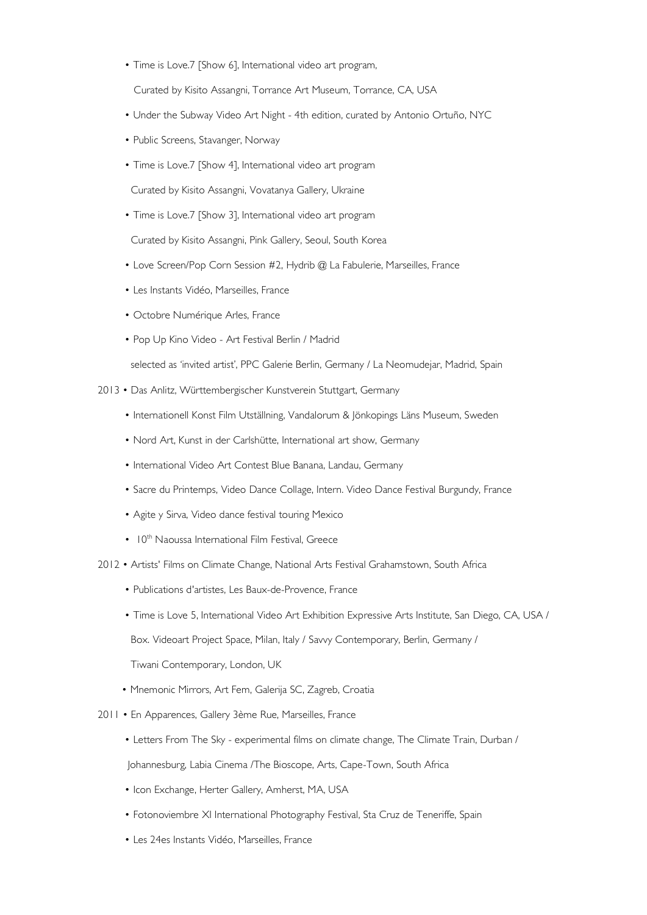- Time is Love.7 [Show 6], International video art program,
  Curated by Kisito Assangni, Torrance Art Museum, Torrance, CA, USA
- Under the Subway Video Art Night - 4th edition, curated by Antonio Ortuño, NYC
- Public Screens, Stavanger, Norway
- Time is Love.7 [Show 4], International video art program
  Curated by Kisito Assangni, Vovatanya Gallery, Ukraine
- Time is Love.7 [Show 3], International video art program
  Curated by Kisito Assangni, Pink Gallery, Seoul, South Korea
- Love Screen/Pop Corn Session #2, Hydrib @ La Fabulerie, Marseilles, France
- Les Instants Vidéo, Marseilles, France
- Octobre Numérique Arles, France
- Pop Up Kino Video - Art Festival Berlin / Madrid
  selected as 'invited artist', PPC Galerie Berlin, Germany / La Neomudejar, Madrid, Spain

2013 • Das Anlitz, Württembergischer Kunstverein Stuttgart, Germany

- Internationell Konst Film Utställning, Vandalorum & Jönkopings Läns Museum, Sweden
- Nord Art, Kunst in der Carlshütte, International art show, Germany
- International Video Art Contest Blue Banana, Landau, Germany
- Sacre du Printemps, Video Dance Collage, Intern. Video Dance Festival Burgundy, France
- Agite y Sirva, Video dance festival touring Mexico
- 10th Naoussa International Film Festival, Greece

2012 • Artists' Films on Climate Change, National Arts Festival Grahamstown, South Africa

- Publications d'artistes, Les Baux-de-Provence, France
- Time is Love 5, International Video Art Exhibition Expressive Arts Institute, San Diego, CA, USA /
  Box. Videoart Project Space, Milan, Italy / Savvy Contemporary, Berlin, Germany /
  Tiwani Contemporary, London, UK
- Mnemonic Mirrors, Art Fem, Galerija SC, Zagreb, Croatia

2011 • En Apparences, Gallery 3ème Rue, Marseilles, France

- Letters From The Sky - experimental films on climate change, The Climate Train, Durban /
  Johannesburg, Labia Cinema /The Bioscope, Arts, Cape-Town, South Africa
- Icon Exchange, Herter Gallery, Amherst, MA, USA
- Fotonoviembre XI International Photography Festival, Sta Cruz de Teneriffe, Spain
- Les 24es Instants Vidéo, Marseilles, France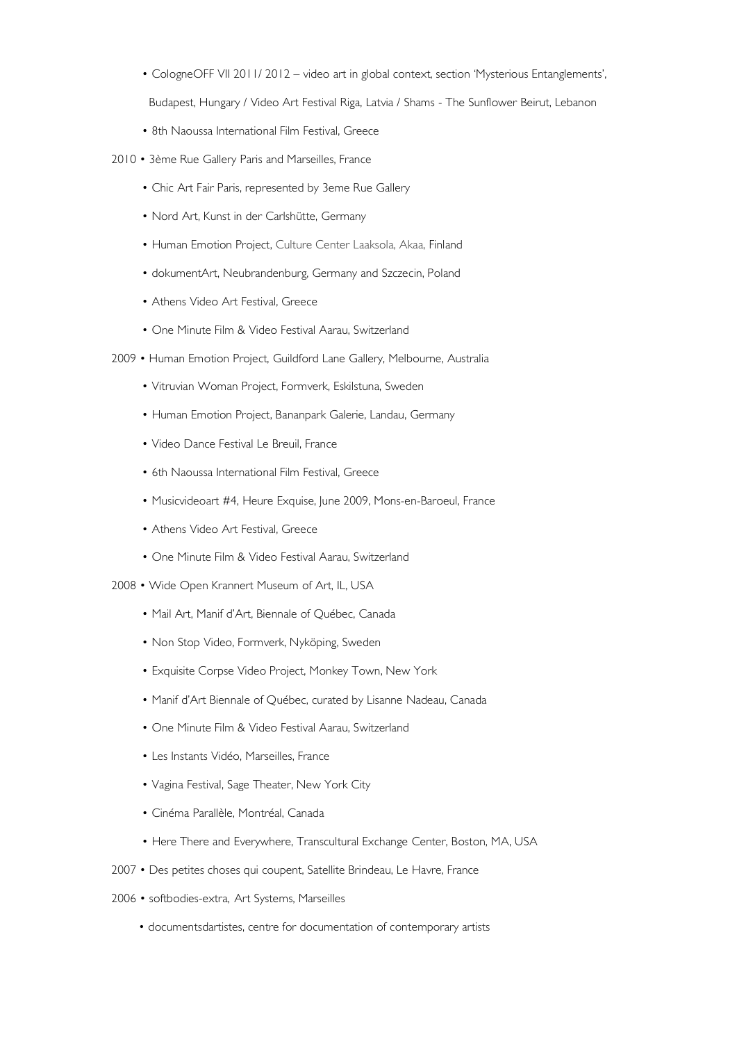- CologneOFF VII 2011/ 2012 – video art in global context, section 'Mysterious Entanglements', Budapest, Hungary / Video Art Festival Riga, Latvia / Shams - The Sunflower Beirut, Lebanon
- 8th Naoussa International Film Festival, Greece

2010 • 3ème Rue Gallery Paris and Marseilles, France

- Chic Art Fair Paris, represented by 3eme Rue Gallery
- Nord Art, Kunst in der Carlshütte, Germany
- Human Emotion Project, Culture Center Laaksola, Akaa, Finland
- dokumentArt, Neubrandenburg, Germany and Szczecin, Poland
- Athens Video Art Festival, Greece
- One Minute Film & Video Festival Aarau, Switzerland

2009 • Human Emotion Project, Guildford Lane Gallery, Melbourne, Australia

- Vitruvian Woman Project, Formverk, Eskilstuna, Sweden
- Human Emotion Project, Bananpark Galerie, Landau, Germany
- Video Dance Festival Le Breuil, France
- 6th Naoussa International Film Festival, Greece
- Musicvideoart #4, Heure Exquise, June 2009, Mons-en-Baroeul, France
- Athens Video Art Festival, Greece
- One Minute Film & Video Festival Aarau, Switzerland

2008 • Wide Open Krannert Museum of Art, IL, USA

- Mail Art, Manif d'Art, Biennale of Québec, Canada
- Non Stop Video, Formverk, Nyköping, Sweden
- Exquisite Corpse Video Project, Monkey Town, New York
- Manif d'Art Biennale of Québec, curated by Lisanne Nadeau, Canada
- One Minute Film & Video Festival Aarau, Switzerland
- Les Instants Vidéo, Marseilles, France
- Vagina Festival, Sage Theater, New York City
- Cinéma Parallèle, Montréal, Canada
- Here There and Everywhere, Transcultural Exchange Center, Boston, MA, USA

2007 • Des petites choses qui coupent, Satellite Brindeau, Le Havre, France

2006 • softbodies-extra, Art Systems, Marseilles

- documentsdartistes, centre for documentation of contemporary artists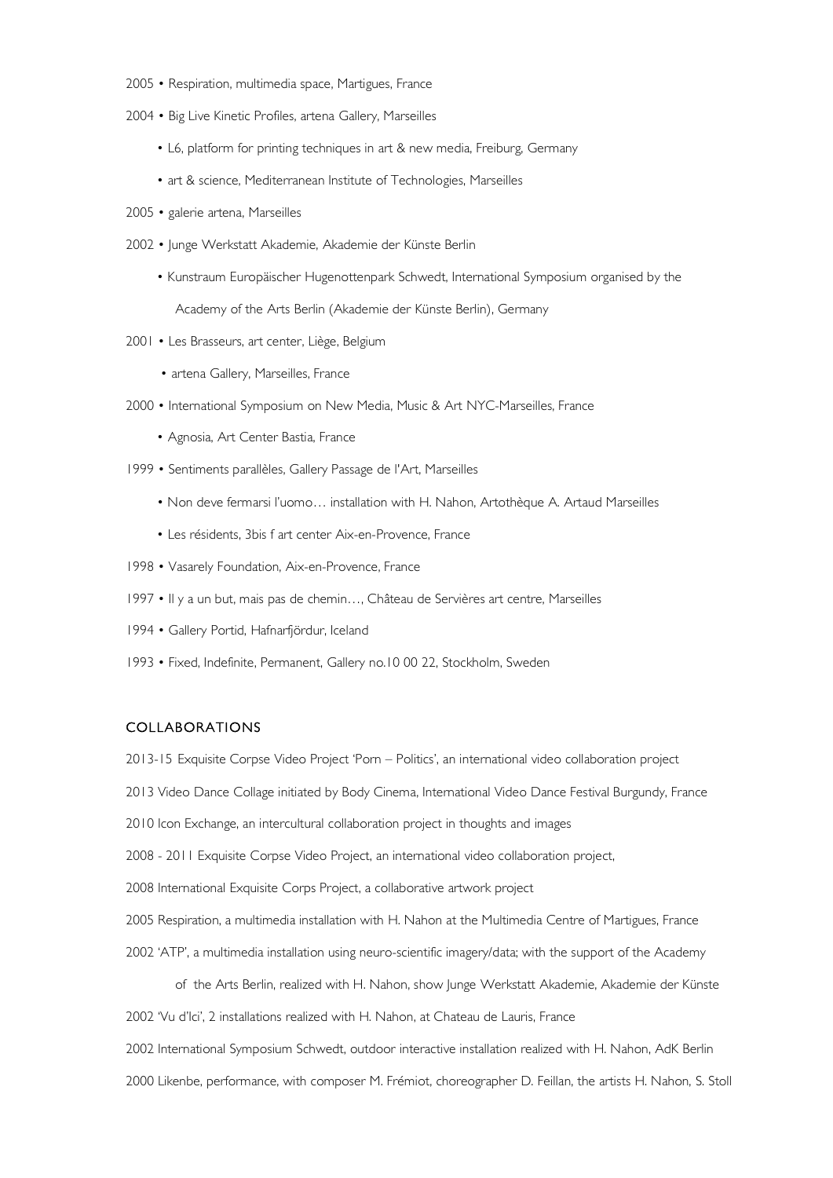2005 • Respiration, multimedia space, Martigues, France

2004 • Big Live Kinetic Profiles, artena Gallery, Marseilles

- L6, platform for printing techniques in art & new media, Freiburg, Germany
- art & science, Mediterranean Institute of Technologies, Marseilles

2005 • galerie artena, Marseilles

2002 • Junge Werkstatt Akademie, Akademie der Künste Berlin

- Kunstraum Europäischer Hugenottenpark Schwedt, International Symposium organised by the Academy of the Arts Berlin (Akademie der Künste Berlin), Germany

2001 • Les Brasseurs, art center, Liège, Belgium

- artena Gallery, Marseilles, France

2000 • International Symposium on New Media, Music & Art NYC-Marseilles, France

- Agnosia, Art Center Bastia, France

1999 • Sentiments parallèles, Gallery Passage de l'Art, Marseilles

- Non deve fermarsi l'uomo… installation with H. Nahon, Artothèque A. Artaud Marseilles
- Les résidents, 3bis f art center Aix-en-Provence, France

1998 • Vasarely Foundation, Aix-en-Provence, France

1997 • Il y a un but, mais pas de chemin…, Château de Servières art centre, Marseilles

1994 • Gallery Portid, Hafnarfjördur, Iceland

1993 • Fixed, Indefinite, Permanent, Gallery no.10 00 22, Stockholm, Sweden

## COLLABORATIONS

2013-15 Exquisite Corpse Video Project 'Porn – Politics', an international video collaboration project

2013 Video Dance Collage initiated by Body Cinema, International Video Dance Festival Burgundy, France

2010 Icon Exchange, an intercultural collaboration project in thoughts and images

2008 - 2011 Exquisite Corpse Video Project, an international video collaboration project,

2008 International Exquisite Corps Project, a collaborative artwork project

2005 Respiration, a multimedia installation with H. Nahon at the Multimedia Centre of Martigues, France

2002 'ATP', a multimedia installation using neuro-scientific imagery/data; with the support of the Academy of the Arts Berlin, realized with H. Nahon, show Junge Werkstatt Akademie, Akademie der Künste

2002 'Vu d'Ici', 2 installations realized with H. Nahon, at Chateau de Lauris, France

2002 International Symposium Schwedt, outdoor interactive installation realized with H. Nahon, AdK Berlin

2000 Likenbe, performance, with composer M. Frémiot, choreographer D. Feillan, the artists H. Nahon, S. Stoll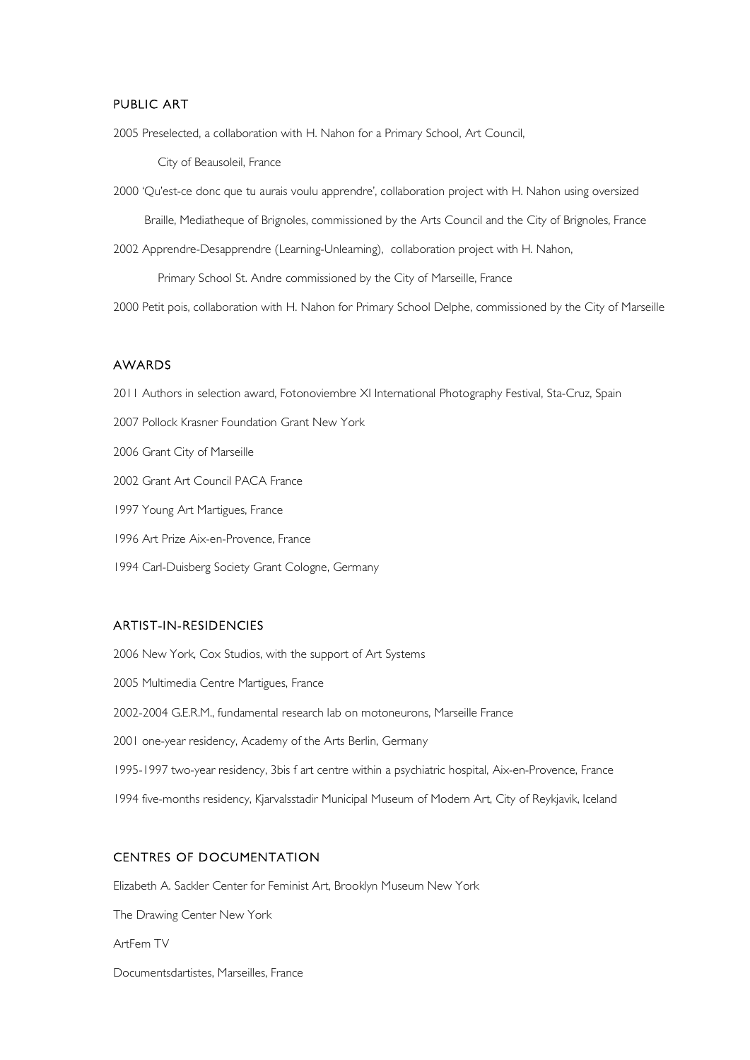## PUBLIC ART

2005 Preselected, a collaboration with H. Nahon for a Primary School, Art Council, City of Beausoleil, France

2000 'Qu'est-ce donc que tu aurais voulu apprendre', collaboration project with H. Nahon using oversized Braille, Mediatheque of Brignoles, commissioned by the Arts Council and the City of Brignoles, France

2002 Apprendre-Desapprendre (Learning-Unlearning), collaboration project with H. Nahon, Primary School St. Andre commissioned by the City of Marseille, France

2000 Petit pois, collaboration with H. Nahon for Primary School Delphe, commissioned by the City of Marseille

## AWARDS

2011 Authors in selection award, Fotonoviembre XI International Photography Festival, Sta-Cruz, Spain

2007 Pollock Krasner Foundation Grant New York

2006 Grant City of Marseille

2002 Grant Art Council PACA France

1997 Young Art Martigues, France

1996 Art Prize Aix-en-Provence, France

1994 Carl-Duisberg Society Grant Cologne, Germany

## ARTIST-IN-RESIDENCIES

2006 New York, Cox Studios, with the support of Art Systems

2005 Multimedia Centre Martigues, France

2002-2004 G.E.R.M., fundamental research lab on motoneurons, Marseille France

2001 one-year residency, Academy of the Arts Berlin, Germany

1995-1997 two-year residency, 3bis f art centre within a psychiatric hospital, Aix-en-Provence, France

1994 five-months residency, Kjarvalsstadir Municipal Museum of Modern Art, City of Reykjavik, Iceland

## CENTRES OF DOCUMENTATION

Elizabeth A. Sackler Center for Feminist Art, Brooklyn Museum New York

The Drawing Center New York

ArtFem TV

Documentsdartistes, Marseilles, France